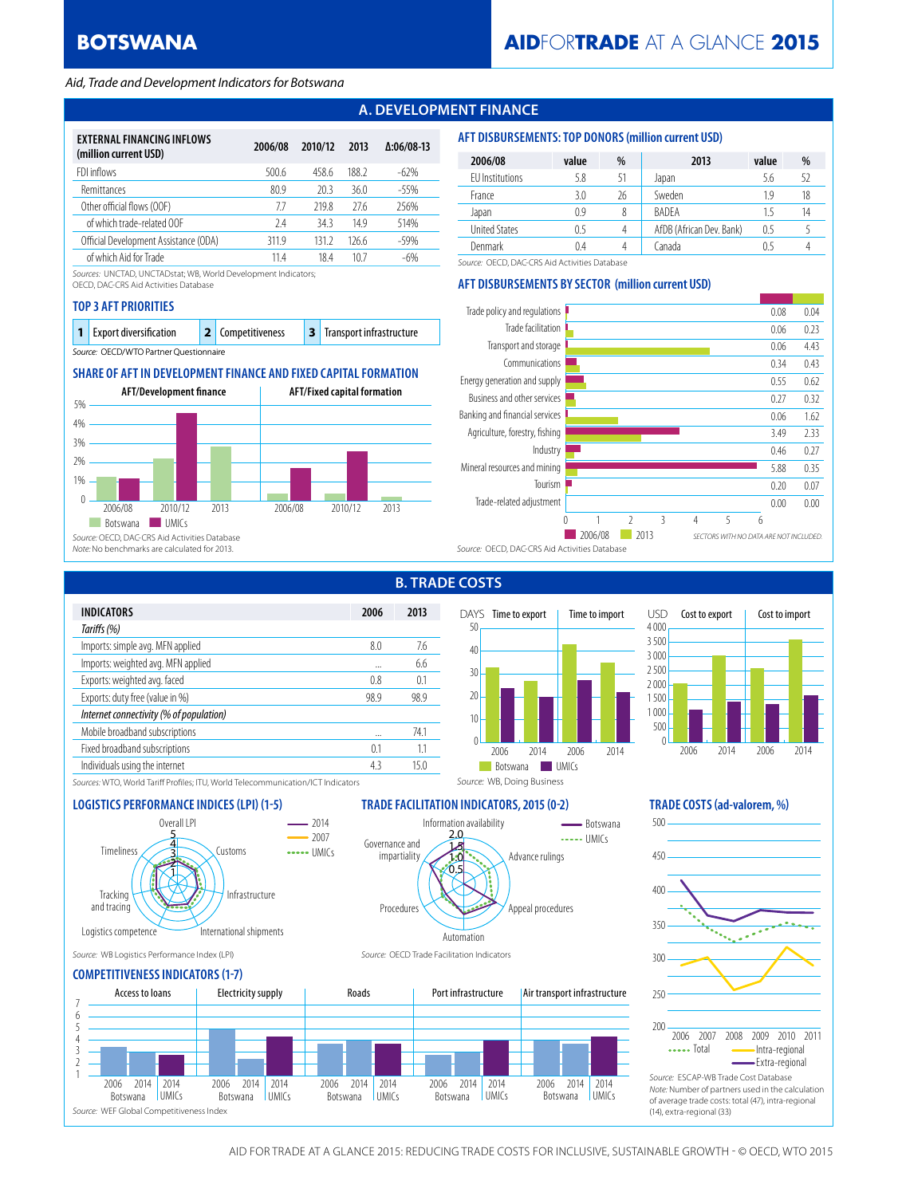# BOTSWANA

## AIDFORTRADE AT A GLANCE 2015

*Aid, Trade and Development Indicators for Botswana*

## A. DEVELOPMENT FINANCE

| EXTERNAL FINANCING INFLOWS (million current USD) | 2006/08 | 2010/12 | 2013 | Δ:06/08-13 |
|---|---|---|---|---|
| FDI inflows | 500.6 | 458.6 | 188.2 | -62% |
| Remittances | 80.9 | 20.3 | 36.0 | -55% |
| Other official flows (OOF) | 7.7 | 219.8 | 27.6 | 256% |
| of which trade-related OOF | 2.4 | 34.3 | 14.9 | 514% |
| Official Development Assistance (ODA) | 311.9 | 131.2 | 126.6 | -59% |
| of which Aid for Trade | 11.4 | 18.4 | 10.7 | -6% |

Sources: UNCTAD, UNCTADstat; WB, World Development Indicators; OECD, DAC-CRS Aid Activities Database

### TOP 3 AFT PRIORITIES

| | | | | | |
|---|---|---|---|---|---|
| 1 | Export diversification | 2 | Competitiveness | 3 | Transport infrastructure |

Source: OECD/WTO Partner Questionnaire

### SHARE OF AFT IN DEVELOPMENT FINANCE AND FIXED CAPITAL FORMATION

AFT/Development finance
AFT/Fixed capital formation
5%
4%
3%
2%
1%
0
2006/08
2010/12
2013
2006/08
2010/12
2013
Botswana
UMICs

Source: OECD, DAC-CRS Aid Activities Database
Note: No benchmarks are calculated for 2013.

### AFT DISBURSEMENTS: TOP DONORS (million current USD)

| 2006/08 | value | % | 2013 | value | % |
|---|---|---|---|---|---|
| EU Institutions | 5.8 | 51 | Japan | 5.6 | 52 |
| France | 3.0 | 26 | Sweden | 1.9 | 18 |
| Japan | 0.9 | 8 | BADEA | 1.5 | 14 |
| United States | 0.5 | 4 | AfDB (African Dev. Bank) | 0.5 | 5 |
| Denmark | 0.4 | 4 | Canada | 0.5 | 4 |

Source: OECD, DAC-CRS Aid Activities Database

### AFT DISBURSEMENTS BY SECTOR (million current USD)

Trade policy and regulations 0.08 0.04
Trade facilitation 0.06 0.23
Transport and storage 0.06 4.43
Communications 0.34 0.43
Energy generation and supply 0.55 0.62
Business and other services 0.27 0.32
Banking and financial services 0.06 1.62
Agriculture, forestry, fishing 3.49 2.33
Industry 0.46 0.27
Mineral resources and mining 5.88 0.35
Tourism 0.20 0.07
Trade-related adjustment 0.00 0.00
0 1 2 3 4 5 6
2006/08
2013
SECTORS WITH NO DATA ARE NOT INCLUDED.

Source: OECD, DAC-CRS Aid Activities Database

## B. TRADE COSTS

| INDICATORS | 2006 | 2013 |
|---|---|---|
| *Tariffs (%)* | | |
| Imports: simple avg. MFN applied | 8.0 | 7.6 |
| Imports: weighted avg. MFN applied | ... | 6.6 |
| Exports: weighted avg. faced | 0.8 | 0.1 |
| Exports: duty free (value in %) | 98.9 | 98.9 |
| *Internet connectivity (% of population)* | | |
| Mobile broadband subscriptions | ... | 74.1 |
| Fixed broadband subscriptions | 0.1 | 1.1 |
| Individuals using the internet | 4.3 | 15.0 |

Sources: WTO, World Tariff Profiles; ITU, World Telecommunication/ICT Indicators

DAYS
Time to export
Time to import
50
40
30
20
10
0
2006
2014
2006
2014
Botswana
UMICs

USD
Cost to export
Cost to import
4 000
3 500
3 000
2 500
2 000
1 500
1 000
500
0
2006
2014
2006
2014

Source: WB, Doing Business

### LOGISTICS PERFORMANCE INDICES (LPI) (1-5)

Overall LPI
Customs
Infrastructure
International shipments
Logistics competence
Tracking and tracing
Timeliness
1
2
3
4
5
2014
2007
UMICs

Source: WB Logistics Performance Index (LPI)

### TRADE FACILITATION INDICATORS, 2015 (0-2)

Information availability
Advance rulings
Appeal procedures
Automation
Procedures
Governance and impartiality
2.0
1.5
1.0
0.5
Botswana
UMICs

Source: OECD Trade Facilitation Indicators

### TRADE COSTS (ad-valorem, %)

500
450
400
350
300
250
200
2006
2007
2008
2009
2010
2011
Total
Intra-regional
Extra-regional

Source: ESCAP-WB Trade Cost Database
Note: Number of partners used in the calculation of average trade costs: total (47), intra-regional (14), extra-regional (33)

### COMPETITIVENESS INDICATORS (1-7)

Access to loans
Electricity supply
Roads
Port infrastructure
Air transport infrastructure
7
6
5
4
3
2
1
2006
2014
2014
Botswana
UMICs

Source: WEF Global Competitiveness Index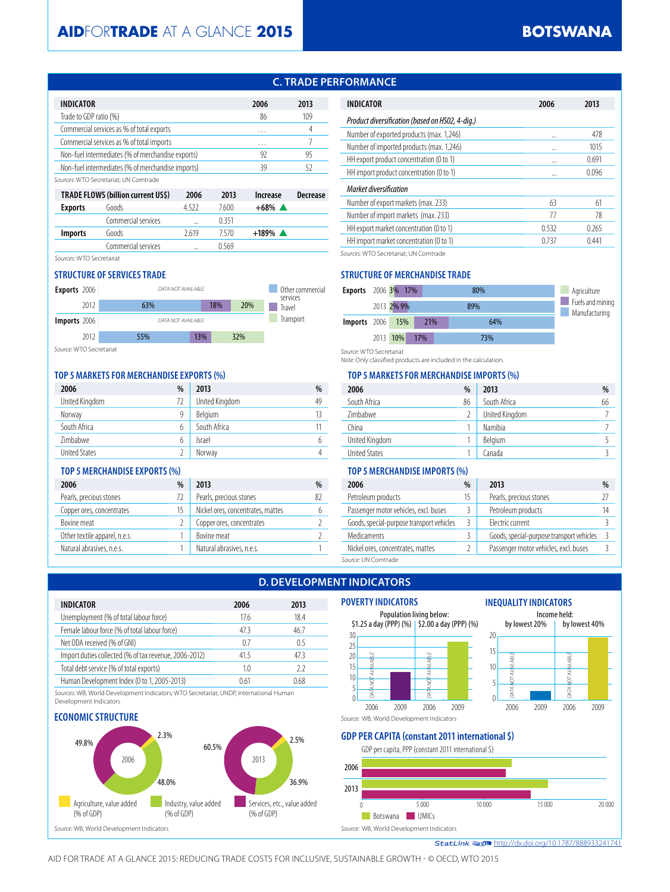## C. TRADE PERFORMANCE

| INDICATOR | 2006 | 2013 |
|---|---|---|
| Trade to GDP ratio (%) | 86 | 109 |
| Commercial services as % of total exports | ... | 4 |
| Commercial services as % of total imports | ... | 7 |
| Non-fuel intermediates (% of merchandise exports) | 92 | 95 |
| Non-fuel intermediates (% of merchandise imports) | 39 | 52 |

*Sources:* WTO Secretariat; UN Comtrade

| TRADE FLOWS (billion current US$) | | 2006 | 2013 | Increase | Decrease |
|---|---|---|---|---|---|
| **Exports** | Goods | 4.522 | 7.600 | +68% ▲ | |
| | Commercial services | ... | 0.351 | | |
| **Imports** | Goods | 2.619 | 7.570 | +189% ▲ | |
| | Commercial services | ... | 0.569 | | |

*Sources:* WTO Secretariat

| INDICATOR | 2006 | 2013 |
|---|---|---|
| *Product diversification (based on HS02, 4-dig.)* | | |
| Number of exported products (max. 1,246) | ... | 478 |
| Number of imported products (max. 1,246) | ... | 1015 |
| HH export product concentration (0 to 1) | ... | 0.691 |
| HH import product concentration (0 to 1) | ... | 0.096 |
| *Market diversification* | | |
| Number of export markets (max. 233) | 63 | 61 |
| Number of import markets (max. 233) | 77 | 78 |
| HH export market concentration (0 to 1) | 0.532 | 0.265 |
| HH import market concentration (0 to 1) | 0.737 | 0.441 |

*Sources:* WTO Secretariat; UN Comtrade

### STRUCTURE OF SERVICES TRADE

Exports 2006 DATA NOT AVAILABLE
2012 63% 18% 20%
Imports 2006 DATA NOT AVAILABLE
2012 55% 13% 32%

Other commercial services
Travel
Transport

*Source:* WTO Secretariat

### STRUCTURE OF MERCHANDISE TRADE

Exports 2006 3% 17% 80%
2013 2% 9% 89%
Imports 2006 15% 21% 64%
2013 10% 17% 73%

Agriculture
Fuels and mining
Manufacturing

*Source:* WTO Secretariat
*Note:* Only classified products are included in the calculation.

### TOP 5 MARKETS FOR MERCHANDISE EXPORTS (%)

| 2006 | % | 2013 | % |
|---|---|---|---|
| United Kingdom | 72 | United Kingdom | 49 |
| Norway | 9 | Belgium | 13 |
| South Africa | 6 | South Africa | 11 |
| Zimbabwe | 6 | Israel | 6 |
| United States | 2 | Norway | 4 |

### TOP 5 MARKETS FOR MERCHANDISE IMPORTS (%)

| 2006 | % | 2013 | % |
|---|---|---|---|
| South Africa | 86 | South Africa | 66 |
| Zimbabwe | 2 | United Kingdom | 7 |
| China | 1 | Namibia | 7 |
| United Kingdom | 1 | Belgium | 5 |
| United States | 1 | Canada | 3 |

### TOP 5 MERCHANDISE EXPORTS (%)

| 2006 | % | 2013 | % |
|---|---|---|---|
| Pearls, precious stones | 72 | Pearls, precious stones | 82 |
| Copper ores, concentrates | 15 | Nickel ores, concentrates, mattes | 6 |
| Bovine meat | 2 | Copper ores, concentrates | 2 |
| Other textile apparel, n.e.s. | 1 | Bovine meat | 2 |
| Natural abrasives, n.e.s. | 1 | Natural abrasives, n.e.s. | 1 |

### TOP 5 MERCHANDISE IMPORTS (%)

| 2006 | % | 2013 | % |
|---|---|---|---|
| Petroleum products | 15 | Pearls, precious stones | 27 |
| Passenger motor vehicles, excl. buses | 3 | Petroleum products | 14 |
| Goods, special-purpose transport vehicles | 3 | Electric current | 3 |
| Medicaments | 3 | Goods, special-purpose transport vehicles | 3 |
| Nickel ores, concentrates, mattes | 2 | Passenger motor vehicles, excl. buses | 3 |

*Source:* UN Comtrade

## D. DEVELOPMENT INDICATORS

| INDICATOR | 2006 | 2013 |
|---|---|---|
| Unemployment (% of total labour force) | 17.6 | 18.4 |
| Female labour force (% of total labour force) | 47.3 | 46.7 |
| Net ODA received (% of GNI) | 0.7 | 0.5 |
| Import duties collected (% of tax revenue, 2006-2012) | 41.5 | 47.3 |
| Total debt service (% of total exports) | 1.0 | 2.2 |
| Human Development Index (0 to 1, 2005-2013) | 0.61 | 0.68 |

*Sources:* WB, World Development Indicators; WTO Secretariat; UNDP, International Human Development Indicators

### ECONOMIC STRUCTURE

2006: 49.8% 2.3% 48.0%
2013: 60.5% 2.5% 36.9%

Agriculture, value added (% of GDP)
Industry, value added (% of GDP)
Services, etc., value added (% of GDP)

*Source:* WB, World Development Indicators

### POVERTY INDICATORS

Population living below:
$1.25 a day (PPP) (%) | $2.00 a day (PPP) (%)
0 5 10 15 20 25 30
2006 DATA NOT AVAILABLE 2009 | 2006 DATA NOT AVAILABLE 2009

### INEQUALITY INDICATORS

Income held:
by lowest 20% | by lowest 40%
0 5 10 15 20
2006 DATA NOT AVAILABLE 2009 | 2006 DATA NOT AVAILABLE 2009

*Source:* WB, World Development Indicators

### GDP PER CAPITA (constant 2011 international $)

GDP per capita, PPP (constant 2011 international $)
2006
2013
0 5 000 10 000 15 000 20 000
Botswana UMICs

*Source:* WB, World Development Indicators

StatLink http://dx.doi.org/10.1787/888933241741